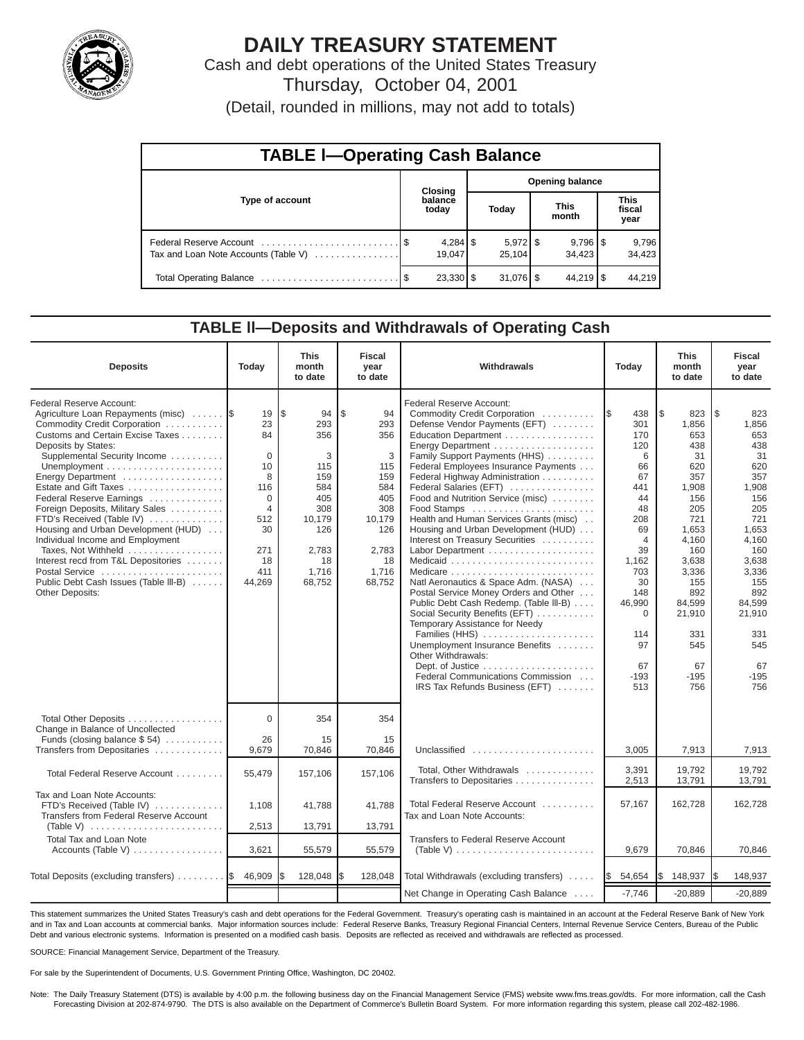# DAILY TREASURY STATEMENT

Cash and debt operations of the United States Treasury

Thursday, October 04, 2001

(Detail, rounded in millions, may not add to totals)

## TABLE I—Operating Cash Balance

| Type of account | Closing balance today | Opening balance Today | Opening balance This month | Opening balance This fiscal year |
|---|---|---|---|---|
| Federal Reserve Account | $ 4,284 | $ 5,972 | $ 9,796 | $ 9,796 |
| Tax and Loan Note Accounts (Table V) | 19,047 | 25,104 | 34,423 | 34,423 |
| Total Operating Balance | $ 23,330 | $ 31,076 | $ 44,219 | $ 44,219 |

## TABLE II—Deposits and Withdrawals of Operating Cash

| Deposits | Today | This month to date | Fiscal year to date | Withdrawals | Today | This month to date | Fiscal year to date |
|---|---|---|---|---|---|---|---|
| Federal Reserve Account: | | | | Federal Reserve Account: | | | |
| Agriculture Loan Repayments (misc) | $ 19 | $ 94 | $ 94 | Commodity Credit Corporation | $ 438 | $ 823 | $ 823 |
| Commodity Credit Corporation | 23 | 293 | 293 | Defense Vendor Payments (EFT) | 301 | 1,856 | 1,856 |
| Customs and Certain Excise Taxes | 84 | 356 | 356 | Education Department | 170 | 653 | 653 |
| Deposits by States: | | | | Energy Department | 120 | 438 | 438 |
| Supplemental Security Income | 0 | 3 | 3 | Family Support Payments (HHS) | 6 | 31 | 31 |
| Unemployment | 10 | 115 | 115 | Federal Employees Insurance Payments | 66 | 620 | 620 |
| Energy Department | 8 | 159 | 159 | Federal Highway Administration | 67 | 357 | 357 |
| Estate and Gift Taxes | 116 | 584 | 584 | Federal Salaries (EFT) | 441 | 1,908 | 1,908 |
| Federal Reserve Earnings | 0 | 405 | 405 | Food and Nutrition Service (misc) | 44 | 156 | 156 |
| Foreign Deposits, Military Sales | 4 | 308 | 308 | Food Stamps | 48 | 205 | 205 |
| FTD's Received (Table IV) | 512 | 10,179 | 10,179 | Health and Human Services Grants (misc) | 208 | 721 | 721 |
| Housing and Urban Development (HUD) | 30 | 126 | 126 | Housing and Urban Development (HUD) | 69 | 1,653 | 1,653 |
| Individual Income and Employment | | | | Interest on Treasury Securities | 4 | 4,160 | 4,160 |
| Taxes, Not Withheld | 271 | 2,783 | 2,783 | Labor Department | 39 | 160 | 160 |
| Interest recd from T&L Depositories | 18 | 18 | 18 | Medicaid | 1,162 | 3,638 | 3,638 |
| Postal Service | 411 | 1,716 | 1,716 | Medicare | 703 | 3,336 | 3,336 |
| Public Debt Cash Issues (Table III-B) | 44,269 | 68,752 | 68,752 | Natl Aeronautics & Space Adm. (NASA) | 30 | 155 | 155 |
| Other Deposits: | | | | Postal Service Money Orders and Other | 148 | 892 | 892 |
| | | | | Public Debt Cash Redemp. (Table III-B) | 46,990 | 84,599 | 84,599 |
| | | | | Social Security Benefits (EFT) | 0 | 21,910 | 21,910 |
| | | | | Temporary Assistance for Needy Families (HHS) | 114 | 331 | 331 |
| | | | | Unemployment Insurance Benefits | 97 | 545 | 545 |
| | | | | Other Withdrawals: | | | |
| | | | | Dept. of Justice | 67 | 67 | 67 |
| | | | | Federal Communications Commission | -193 | -195 | -195 |
| | | | | IRS Tax Refunds Business (EFT) | 513 | 756 | 756 |
| Total Other Deposits | 0 | 354 | 354 | | | | |
| Change in Balance of Uncollected Funds (closing balance $ 54) | 26 | 15 | 15 | | | | |
| Transfers from Depositaries | 9,679 | 70,846 | 70,846 | Unclassified | 3,005 | 7,913 | 7,913 |
| Total Federal Reserve Account | 55,479 | 157,106 | 157,106 | Total, Other Withdrawals | 3,391 | 19,792 | 19,792 |
| | | | | Transfers to Depositaries | 2,513 | 13,791 | 13,791 |
| Tax and Loan Note Accounts: | | | | | | | |
| FTD's Received (Table IV) | 1,108 | 41,788 | 41,788 | Total Federal Reserve Account | 57,167 | 162,728 | 162,728 |
| Transfers from Federal Reserve Account (Table V) | 2,513 | 13,791 | 13,791 | Tax and Loan Note Accounts: | | | |
| Total Tax and Loan Note Accounts (Table V) | 3,621 | 55,579 | 55,579 | Transfers to Federal Reserve Account (Table V) | 9,679 | 70,846 | 70,846 |
| Total Deposits (excluding transfers) | $ 46,909 | $ 128,048 | $ 128,048 | Total Withdrawals (excluding transfers) | $ 54,654 | $ 148,937 | $ 148,937 |
| | | | | Net Change in Operating Cash Balance | -7,746 | -20,889 | -20,889 |

This statement summarizes the United States Treasury's cash and debt operations for the Federal Government. Treasury's operating cash is maintained in an account at the Federal Reserve Bank of New York and in Tax and Loan accounts at commercial banks. Major information sources include: Federal Reserve Banks, Treasury Regional Financial Centers, Internal Revenue Service Centers, Bureau of the Public Debt and various electronic systems. Information is presented on a modified cash basis. Deposits are reflected as received and withdrawals are reflected as processed.

SOURCE: Financial Management Service, Department of the Treasury.

For sale by the Superintendent of Documents, U.S. Government Printing Office, Washington, DC 20402.

Note: The Daily Treasury Statement (DTS) is available by 4:00 p.m. the following business day on the Financial Management Service (FMS) website www.fms.treas.gov/dts. For more information, call the Cash Forecasting Division at 202-874-9790. The DTS is also available on the Department of Commerce's Bulletin Board System. For more information regarding this system, please call 202-482-1986.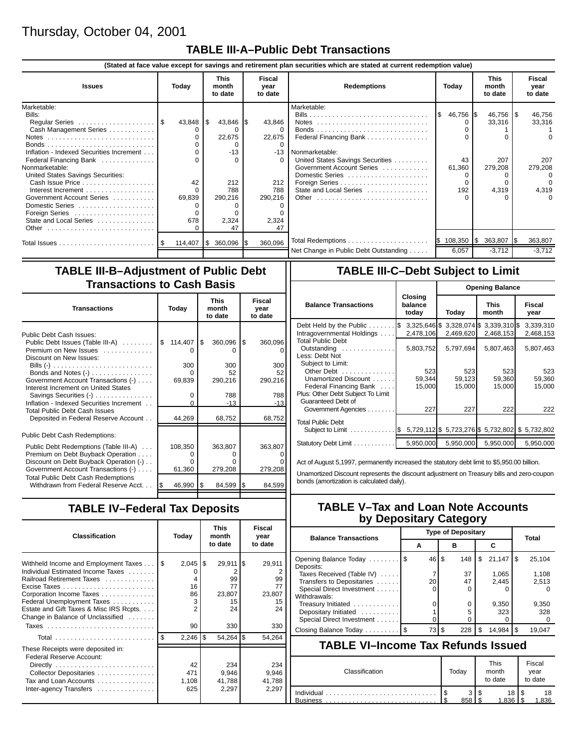Thursday, October 04, 2001

## TABLE III-A–Public Debt Transactions

(Stated at face value except for savings and retirement plan securities which are stated at current redemption value)

| Issues | Today | This month to date | Fiscal year to date |
|---|---|---|---|
| Marketable: | | | |
| Bills: | | | |
| Regular Series | $ 43,848 | $ 43,846 | $ 43,846 |
| Cash Management Series | 0 | 0 | 0 |
| Notes | 0 | 22,675 | 22,675 |
| Bonds | 0 | 0 | 0 |
| Inflation - Indexed Securities Increment | 0 | -13 | -13 |
| Federal Financing Bank | 0 | 0 | 0 |
| Nonmarketable: | | | |
| United States Savings Securities: | | | |
| Cash Issue Price | 42 | 212 | 212 |
| Interest Increment | 0 | 788 | 788 |
| Government Account Series | 69,839 | 290,216 | 290,216 |
| Domestic Series | 0 | 0 | 0 |
| Foreign Series | 0 | 0 | 0 |
| State and Local Series | 678 | 2,324 | 2,324 |
| Other | 0 | 47 | 47 |
| Total Issues | $ 114,407 | $ 360,096 | $ 360,096 |

| Redemptions | Today | This month to date | Fiscal year to date |
|---|---|---|---|
| Marketable: | | | |
| Bills | $ 46,756 | $ 46,756 | $ 46,756 |
| Notes | 0 | 33,316 | 33,316 |
| Bonds | 0 | 1 | 1 |
| Federal Financing Bank | 0 | 0 | 0 |
| Nonmarketable: | | | |
| United States Savings Securities | 43 | 207 | 207 |
| Government Account Series | 61,360 | 279,208 | 279,208 |
| Domestic Series | 0 | 0 | 0 |
| Foreign Series | 0 | 0 | 0 |
| State and Local Series | 192 | 4,319 | 4,319 |
| Other | 0 | 0 | 0 |
| Total Redemptions | $ 108,350 | $ 363,807 | $ 363,807 |
| Net Change in Public Debt Outstanding | 6,057 | -3,712 | -3,712 |

## TABLE III-B–Adjustment of Public Debt Transactions to Cash Basis

| Transactions | Today | This month to date | Fiscal year to date |
|---|---|---|---|
| Public Debt Cash Issues: | | | |
| Public Debt Issues (Table III-A) | $ 114,407 | $ 360,096 | $ 360,096 |
| Premium on New Issues | 0 | 0 | 0 |
| Discount on New Issues: | | | |
| Bills (-) | 300 | 300 | 300 |
| Bonds and Notes (-) | 0 | 52 | 52 |
| Government Account Transactions (-) | 69,839 | 290,216 | 290,216 |
| Interest Increment on United States Savings Securities (-) | 0 | 788 | 788 |
| Inflation - Indexed Securities Increment | 0 | -13 | -13 |
| Total Public Debt Cash Issues Deposited in Federal Reserve Account | 44,269 | 68,752 | 68,752 |
| Public Debt Cash Redemptions: | | | |
| Public Debt Redemptions (Table III-A) | 108,350 | 363,807 | 363,807 |
| Premium on Debt Buyback Operation | 0 | 0 | 0 |
| Discount on Debt Buyback Operation (-) | 0 | 0 | 0 |
| Government Account Transactions (-) | 61,360 | 279,208 | 279,208 |
| Total Public Debt Cash Redemptions Withdrawn from Federal Reserve Acct. | $ 46,990 | $ 84,599 | $ 84,599 |

## TABLE III-C–Debt Subject to Limit

| Balance Transactions | Closing balance today | Opening Balance Today | Opening Balance This month | Opening Balance Fiscal year |
|---|---|---|---|---|
| Debt Held by the Public | $ 3,325,646 | $ 3,328,074 | $ 3,339,310 | $ 3,339,310 |
| Intragovernmental Holdings | 2,478,106 | 2,469,620 | 2,468,153 | 2,468,153 |
| Total Public Debt Outstanding | 5,803,752 | 5,797,694 | 5,807,463 | 5,807,463 |
| Less: Debt Not Subject to Limit: | | | | |
| Other Debt | 523 | 523 | 523 | 523 |
| Unamortized Discount | 59,344 | 59,123 | 59,360 | 59,360 |
| Federal Financing Bank | 15,000 | 15,000 | 15,000 | 15,000 |
| Plus: Other Debt Subject To Limit Guaranteed Debt of Government Agencies | 227 | 227 | 222 | 222 |
| Total Public Debt Subject to Limit | $ 5,729,112 | $ 5,723,276 | $ 5,732,802 | $ 5,732,802 |
| Statutory Debt Limit | 5,950,000 | 5,950,000 | 5,950,000 | 5,950,000 |

Act of August 5,1997, permanently increased the statutory debt limit to $5,950.00 billion.

Unamortized Discount represents the discount adjustment on Treasury bills and zero-coupon bonds (amortization is calculated daily).

## TABLE IV–Federal Tax Deposits

| Classification | Today | This month to date | Fiscal year to date |
|---|---|---|---|
| Withheld Income and Employment Taxes | $ 2,045 | $ 29,911 | $ 29,911 |
| Individual Estimated Income Taxes | 0 | 2 | 2 |
| Railroad Retirement Taxes | 4 | 99 | 99 |
| Excise Taxes | 16 | 77 | 77 |
| Corporation Income Taxes | 86 | 23,807 | 23,807 |
| Federal Unemployment Taxes | 3 | 15 | 15 |
| Estate and Gift Taxes & Misc IRS Rcpts. | 2 | 24 | 24 |
| Change in Balance of Unclassified Taxes | 90 | 330 | 330 |
| Total | $ 2,246 | $ 54,264 | $ 54,264 |
| These Receipts were deposited in: | | | |
| Federal Reserve Account: | | | |
| Directly | 42 | 234 | 234 |
| Collector Depositaries | 471 | 9,946 | 9,946 |
| Tax and Loan Accounts | 1,108 | 41,788 | 41,788 |
| Inter-agency Transfers | 625 | 2,297 | 2,297 |

## TABLE V–Tax and Loan Note Accounts by Depositary Category

| Balance Transactions | A | B | C | Total |
|---|---|---|---|---|
| Opening Balance Today | $ 46 | $ 148 | $ 21,147 | $ 25,104 |
| Deposits: | | | | |
| Taxes Received (Table IV) | 7 | 37 | 1,065 | 1,108 |
| Transfers to Depositaries | 20 | 47 | 2,445 | 2,513 |
| Special Direct Investment | 0 | 0 | 0 | 0 |
| Withdrawals: | | | | |
| Treasury Initiated | 0 | 0 | 9,350 | 9,350 |
| Depositary Initiated | 1 | 5 | 323 | 328 |
| Special Direct Investment | 0 | 0 | 0 | 0 |
| Closing Balance Today | $ 73 | $ 228 | $ 14,984 | $ 19,047 |

## TABLE VI–Income Tax Refunds Issued

| Classification | Today | This month to date | Fiscal year to date |
|---|---|---|---|
| Individual | $ 3 | $ 18 | $ 18 |
| Business | $ 858 | $ 1,836 | $ 1,836 |